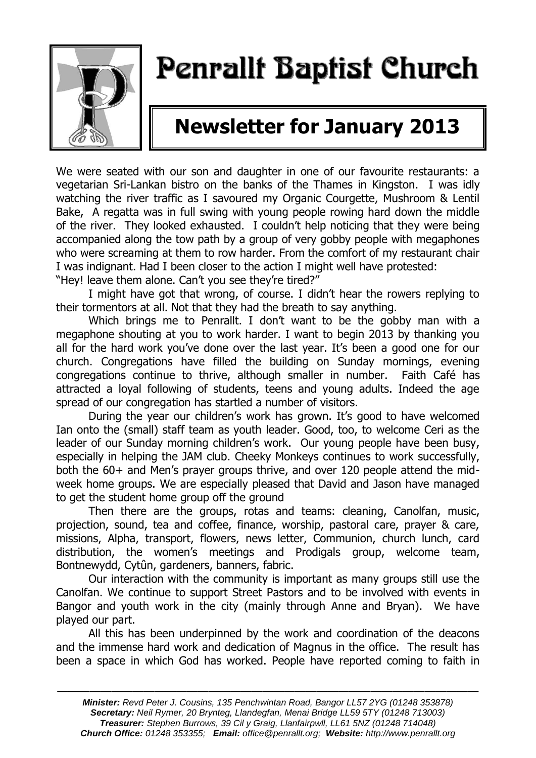# Penrallt Baptist Church

## Newsletter for January 2013

We were seated with our son and daughter in one of our favourite restaurants: a vegetarian Sri-Lankan bistro on the banks of the Thames in Kingston. I was idly watching the river traffic as I savoured my Organic Courgette, Mushroom & Lentil Bake, A regatta was in full swing with young people rowing hard down the middle of the river. They looked exhausted. I couldn't help noticing that they were being accompanied along the tow path by a group of very gobby people with megaphones who were screaming at them to row harder. From the comfort of my restaurant chair I was indignant. Had I been closer to the action I might well have protested: "Hey! leave them alone. Can't you see they're tired?"

I might have got that wrong, of course. I didn't hear the rowers replying to their tormentors at all. Not that they had the breath to say anything.

Which brings me to Penrallt. I don't want to be the gobby man with a megaphone shouting at you to work harder. I want to begin 2013 by thanking you all for the hard work you've done over the last year. It's been a good one for our church. Congregations have filled the building on Sunday mornings, evening congregations continue to thrive, although smaller in number. Faith Café has attracted a loyal following of students, teens and young adults. Indeed the age spread of our congregation has startled a number of visitors.

During the year our children's work has grown. It's good to have welcomed Ian onto the (small) staff team as youth leader. Good, too, to welcome Ceri as the leader of our Sunday morning children's work. Our young people have been busy, especially in helping the JAM club. Cheeky Monkeys continues to work successfully, both the 60+ and Men's prayer groups thrive, and over 120 people attend the mid-week home groups. We are especially pleased that David and Jason have managed to get the student home group off the ground

Then there are the groups, rotas and teams: cleaning, Canolfan, music, projection, sound, tea and coffee, finance, worship, pastoral care, prayer & care, missions, Alpha, transport, flowers, news letter, Communion, church lunch, card distribution, the women's meetings and Prodigals group, welcome team, Bontnewydd, Cytûn, gardeners, banners, fabric.

Our interaction with the community is important as many groups still use the Canolfan. We continue to support Street Pastors and to be involved with events in Bangor and youth work in the city (mainly through Anne and Bryan). We have played our part.

All this has been underpinned by the work and coordination of the deacons and the immense hard work and dedication of Magnus in the office. The result has been a space in which God has worked. People have reported coming to faith in

---

***Minister:*** *Revd Peter J. Cousins, 135 Penchwintan Road, Bangor LL57 2YG (01248 353878)*
***Secretary:*** *Neil Rymer, 20 Brynteg, Llandegfan, Menai Bridge LL59 5TY (01248 713003)*
***Treasurer:*** *Stephen Burrows, 39 Cil y Graig, Llanfairpwll, LL61 5NZ (01248 714048)*
***Church Office:*** *01248 353355;* ***Email:*** *office@penrallt.org;* ***Website:*** *http://www.penrallt.org*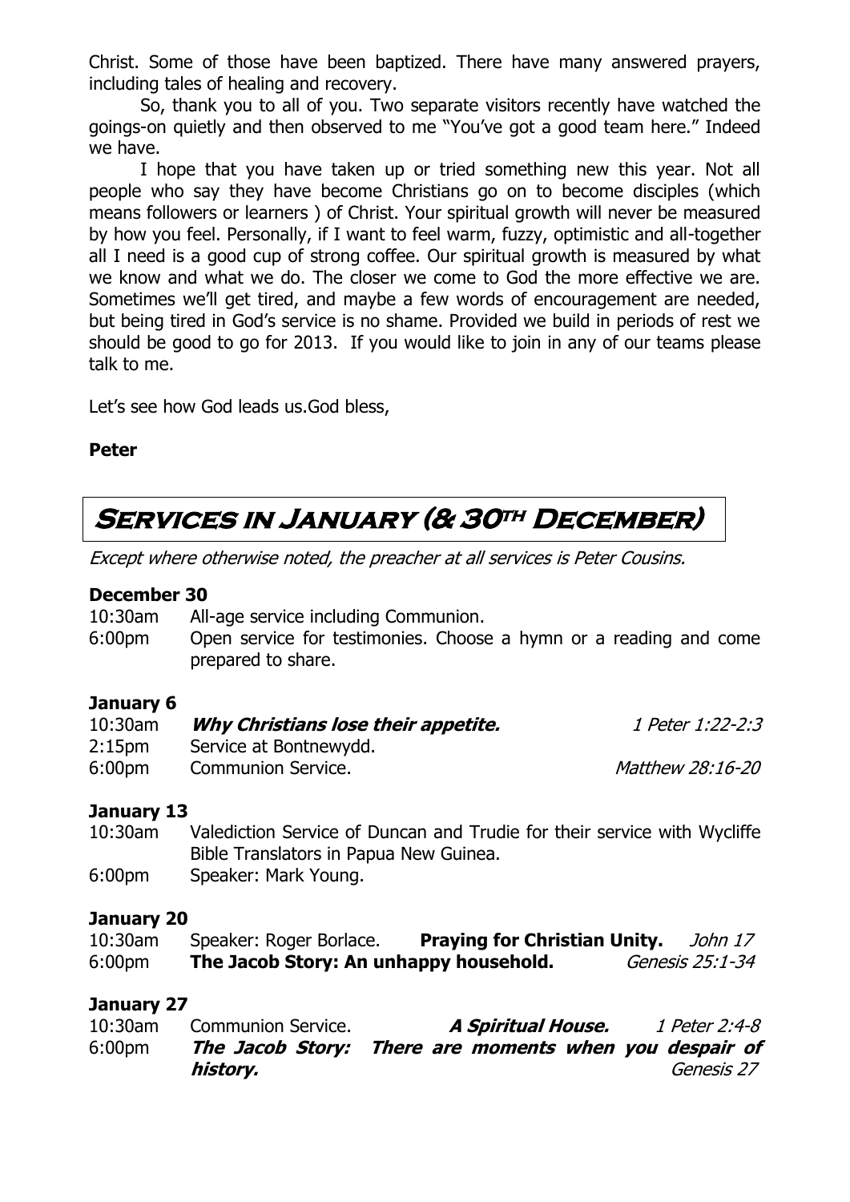Christ. Some of those have been baptized. There have many answered prayers, including tales of healing and recovery.

So, thank you to all of you. Two separate visitors recently have watched the goings-on quietly and then observed to me "You've got a good team here." Indeed we have.

I hope that you have taken up or tried something new this year. Not all people who say they have become Christians go on to become disciples (which means followers or learners ) of Christ. Your spiritual growth will never be measured by how you feel. Personally, if I want to feel warm, fuzzy, optimistic and all-together all I need is a good cup of strong coffee. Our spiritual growth is measured by what we know and what we do. The closer we come to God the more effective we are. Sometimes we'll get tired, and maybe a few words of encouragement are needed, but being tired in God's service is no shame. Provided we build in periods of rest we should be good to go for 2013. If you would like to join in any of our teams please talk to me.

Let's see how God leads us.God bless,

**Peter**

## Services in January (& 30th December)

*Except where otherwise noted, the preacher at all services is Peter Cousins.*

### December 30

10:30am All-age service including Communion.

6:00pm Open service for testimonies. Choose a hymn or a reading and come prepared to share.

### January 6

10:30am ***Why Christians lose their appetite.*** *1 Peter 1:22-2:3*

2:15pm Service at Bontnewydd.

6:00pm Communion Service. *Matthew 28:16-20*

### January 13

10:30am Valediction Service of Duncan and Trudie for their service with Wycliffe Bible Translators in Papua New Guinea.

6:00pm Speaker: Mark Young.

### January 20

10:30am Speaker: Roger Borlace. **Praying for Christian Unity.** *John 17*

6:00pm **The Jacob Story: An unhappy household.** *Genesis 25:1-34*

### January 27

10:30am Communion Service. ***A Spiritual House.*** *1 Peter 2:4-8*

6:00pm ***The Jacob Story: There are moments when you despair of history.*** *Genesis 27*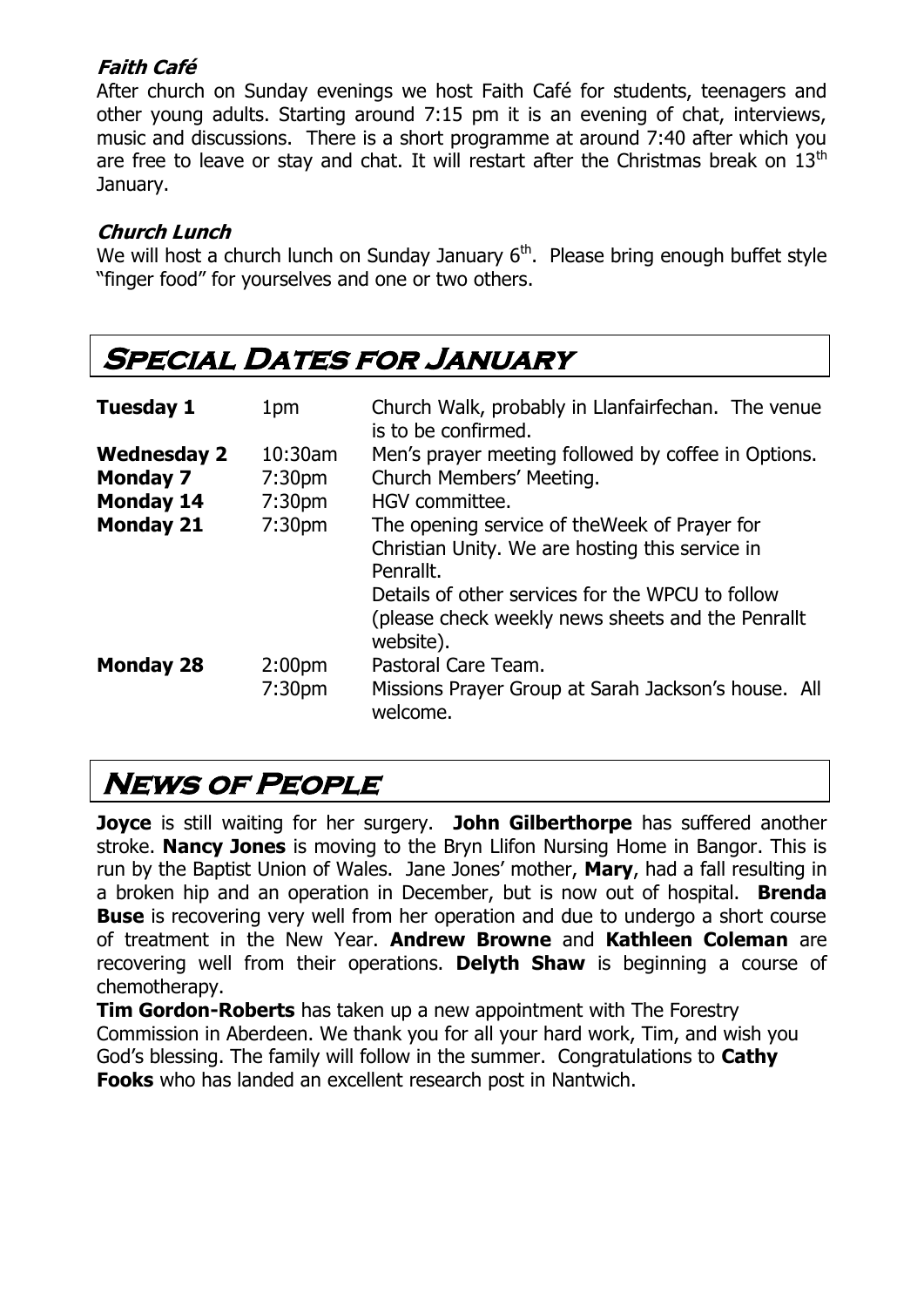### *Faith Café*

After church on Sunday evenings we host Faith Café for students, teenagers and other young adults. Starting around 7:15 pm it is an evening of chat, interviews, music and discussions. There is a short programme at around 7:40 after which you are free to leave or stay and chat. It will restart after the Christmas break on 13th January.

### *Church Lunch*

We will host a church lunch on Sunday January 6th. Please bring enough buffet style "finger food" for yourselves and one or two others.

## Special Dates for January

| | | |
|---|---|---|
| **Tuesday 1** | 1pm | Church Walk, probably in Llanfairfechan. The venue is to be confirmed. |
| **Wednesday 2** | 10:30am | Men's prayer meeting followed by coffee in Options. |
| **Monday 7** | 7:30pm | Church Members' Meeting. |
| **Monday 14** | 7:30pm | HGV committee. |
| **Monday 21** | 7:30pm | The opening service of theWeek of Prayer for Christian Unity. We are hosting this service in Penrallt. Details of other services for the WPCU to follow (please check weekly news sheets and the Penrallt website). |
| **Monday 28** | 2:00pm | Pastoral Care Team. |
| | 7:30pm | Missions Prayer Group at Sarah Jackson's house. All welcome. |

## News of People

**Joyce** is still waiting for her surgery. **John Gilberthorpe** has suffered another stroke. **Nancy Jones** is moving to the Bryn Llifon Nursing Home in Bangor. This is run by the Baptist Union of Wales. Jane Jones' mother, **Mary**, had a fall resulting in a broken hip and an operation in December, but is now out of hospital. **Brenda Buse** is recovering very well from her operation and due to undergo a short course of treatment in the New Year. **Andrew Browne** and **Kathleen Coleman** are recovering well from their operations. **Delyth Shaw** is beginning a course of chemotherapy.

**Tim Gordon-Roberts** has taken up a new appointment with The Forestry Commission in Aberdeen. We thank you for all your hard work, Tim, and wish you God's blessing. The family will follow in the summer. Congratulations to **Cathy Fooks** who has landed an excellent research post in Nantwich.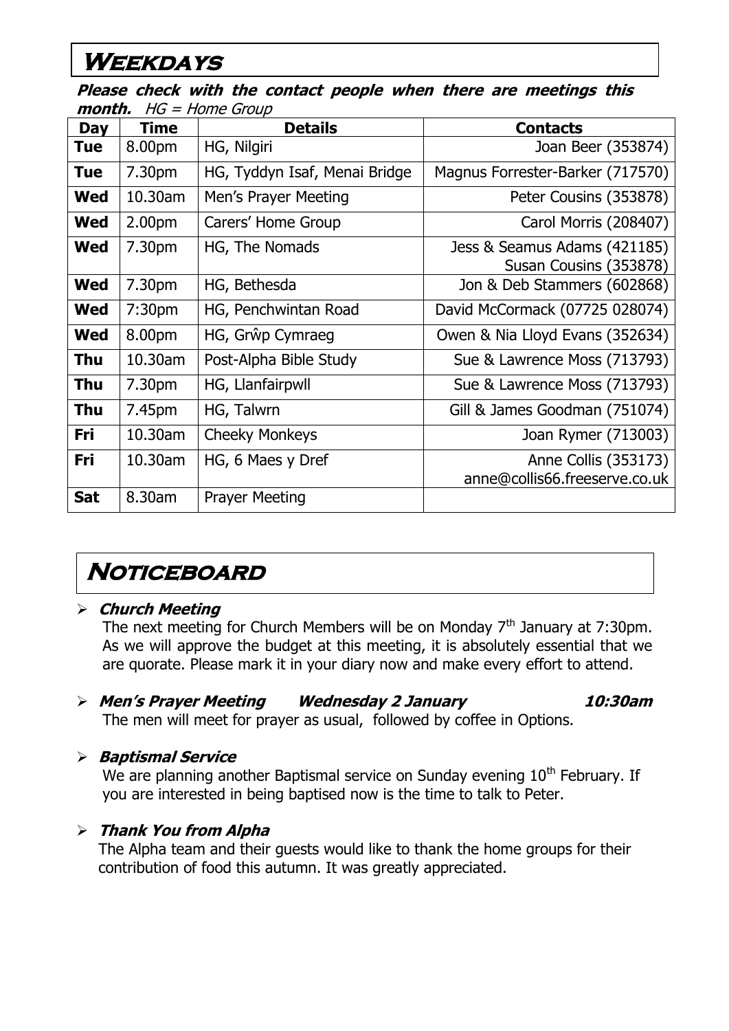## Weekdays

***Please check with the contact people when there are meetings this month.*** *HG = Home Group*

| Day | Time | Details | Contacts |
|---|---|---|---|
| **Tue** | 8.00pm | HG, Nilgiri | Joan Beer (353874) |
| **Tue** | 7.30pm | HG, Tyddyn Isaf, Menai Bridge | Magnus Forrester-Barker (717570) |
| **Wed** | 10.30am | Men's Prayer Meeting | Peter Cousins (353878) |
| **Wed** | 2.00pm | Carers' Home Group | Carol Morris (208407) |
| **Wed** | 7.30pm | HG, The Nomads | Jess & Seamus Adams (421185) Susan Cousins (353878) |
| **Wed** | 7.30pm | HG, Bethesda | Jon & Deb Stammers (602868) |
| **Wed** | 7:30pm | HG, Penchwintan Road | David McCormack (07725 028074) |
| **Wed** | 8.00pm | HG, Grŵp Cymraeg | Owen & Nia Lloyd Evans (352634) |
| **Thu** | 10.30am | Post-Alpha Bible Study | Sue & Lawrence Moss (713793) |
| **Thu** | 7.30pm | HG, Llanfairpwll | Sue & Lawrence Moss (713793) |
| **Thu** | 7.45pm | HG, Talwrn | Gill & James Goodman (751074) |
| **Fri** | 10.30am | Cheeky Monkeys | Joan Rymer (713003) |
| **Fri** | 10.30am | HG, 6 Maes y Dref | Anne Collis (353173) anne@collis66.freeserve.co.uk |
| **Sat** | 8.30am | Prayer Meeting | |

## Noticeboard

- ***Church Meeting***
  The next meeting for Church Members will be on Monday 7th January at 7:30pm. As we will approve the budget at this meeting, it is absolutely essential that we are quorate. Please mark it in your diary now and make every effort to attend.

- ***Men's Prayer Meeting Wednesday 2 January 10:30am***
  The men will meet for prayer as usual, followed by coffee in Options.

- ***Baptismal Service***
  We are planning another Baptismal service on Sunday evening 10th February. If you are interested in being baptised now is the time to talk to Peter.

- ***Thank You from Alpha***
  The Alpha team and their guests would like to thank the home groups for their contribution of food this autumn. It was greatly appreciated.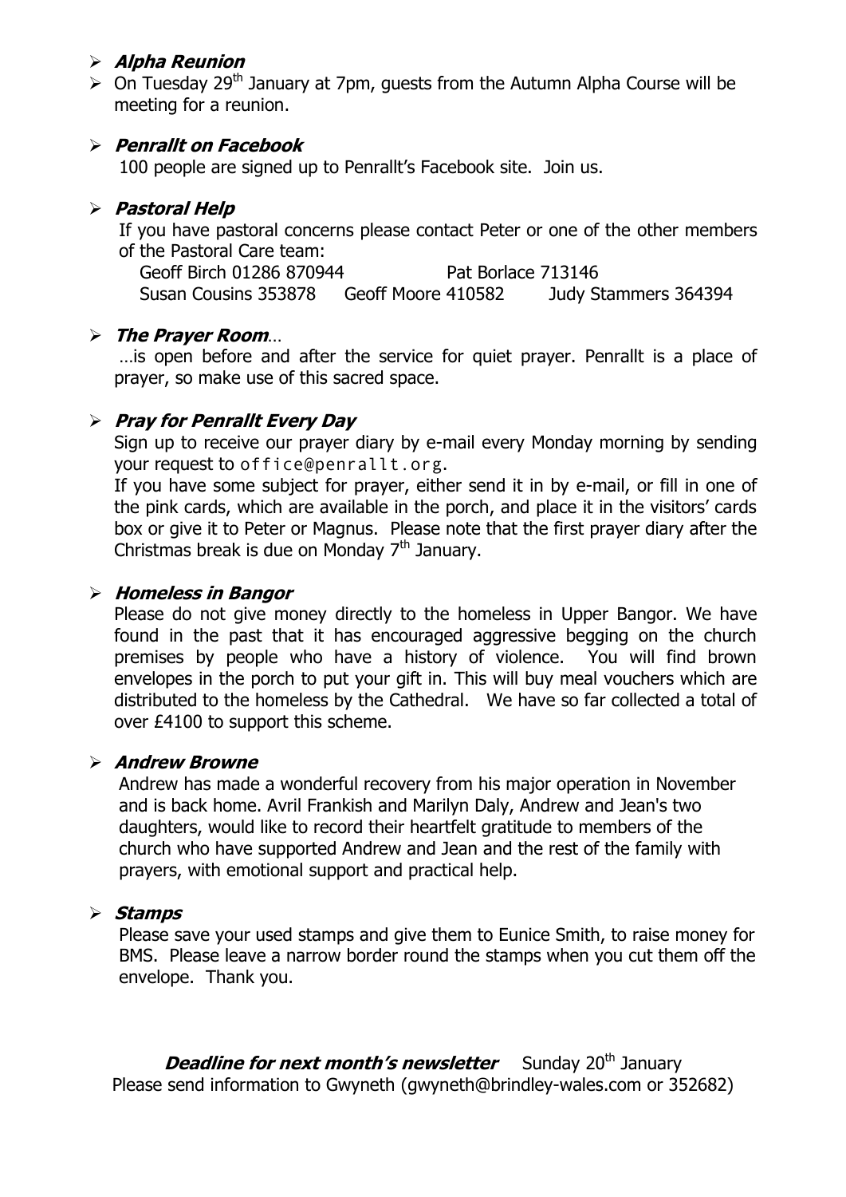- ***Alpha Reunion***
- On Tuesday 29th January at 7pm, guests from the Autumn Alpha Course will be meeting for a reunion.

- ***Penrallt on Facebook***

  100 people are signed up to Penrallt's Facebook site. Join us.

- ***Pastoral Help***

  If you have pastoral concerns please contact Peter or one of the other members of the Pastoral Care team:

  Geoff Birch 01286 870944 Pat Borlace 713146
  Susan Cousins 353878 Geoff Moore 410582 Judy Stammers 364394

- ***The Prayer Room***…

  …is open before and after the service for quiet prayer. Penrallt is a place of prayer, so make use of this sacred space.

- ***Pray for Penrallt Every Day***

  Sign up to receive our prayer diary by e-mail every Monday morning by sending your request to office@penrallt.org.

  If you have some subject for prayer, either send it in by e-mail, or fill in one of the pink cards, which are available in the porch, and place it in the visitors' cards box or give it to Peter or Magnus. Please note that the first prayer diary after the Christmas break is due on Monday 7th January.

- ***Homeless in Bangor***

  Please do not give money directly to the homeless in Upper Bangor. We have found in the past that it has encouraged aggressive begging on the church premises by people who have a history of violence. You will find brown envelopes in the porch to put your gift in. This will buy meal vouchers which are distributed to the homeless by the Cathedral. We have so far collected a total of over £4100 to support this scheme.

- ***Andrew Browne***

  Andrew has made a wonderful recovery from his major operation in November and is back home. Avril Frankish and Marilyn Daly, Andrew and Jean's two daughters, would like to record their heartfelt gratitude to members of the church who have supported Andrew and Jean and the rest of the family with prayers, with emotional support and practical help.

- ***Stamps***

  Please save your used stamps and give them to Eunice Smith, to raise money for BMS. Please leave a narrow border round the stamps when you cut them off the envelope. Thank you.

***Deadline for next month's newsletter*** Sunday 20th January
Please send information to Gwyneth (gwyneth@brindley-wales.com or 352682)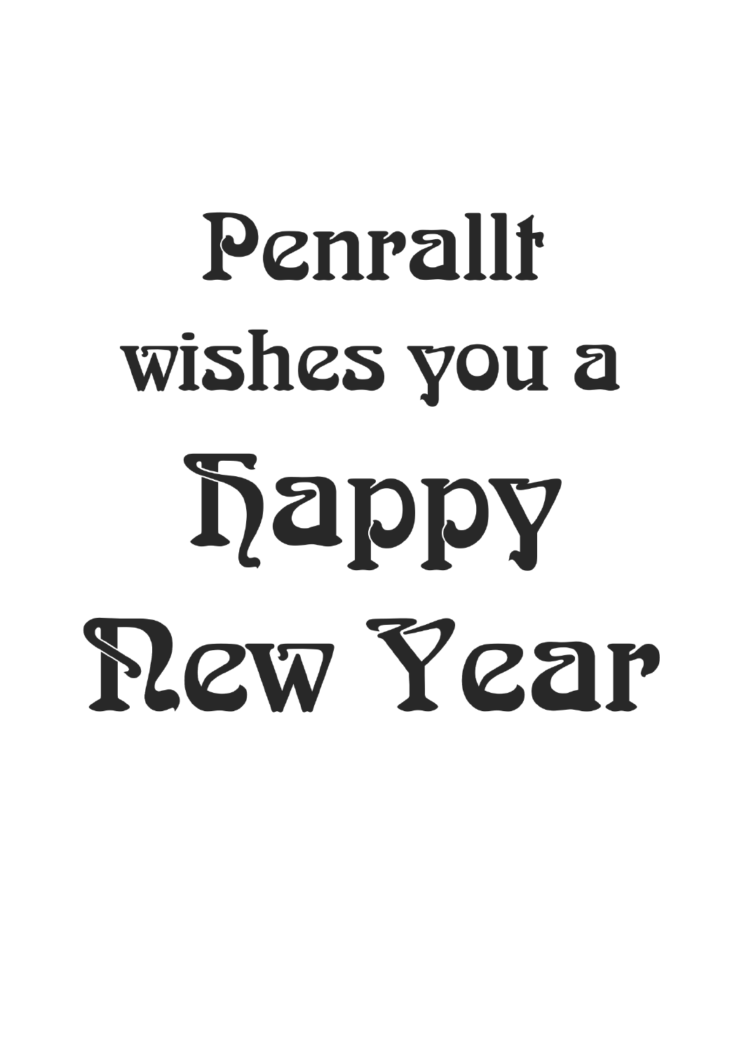# Penrallt

# wishes you a

# Happy

# New Year